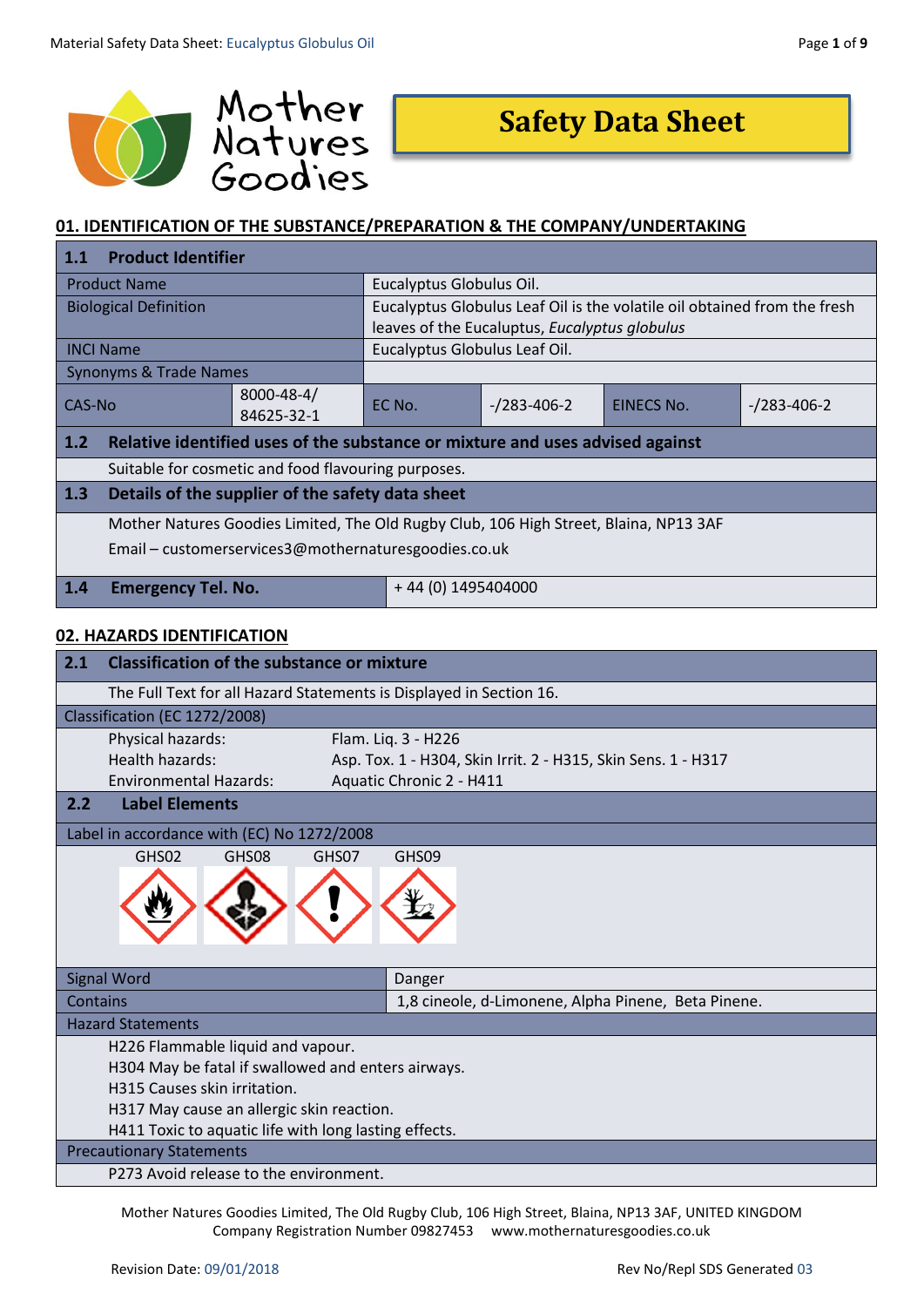# Safety Data Sheet

## 01. IDENTIFICATION OF THE SUBSTANCE/PREPARATION & THE COMPANY/UNDERTAKING

| 1.1 Product Identifier | | | | | |
|---|---|---|---|---|---|
| Product Name | | Eucalyptus Globulus Oil. | | | |
| Biological Definition | | Eucalyptus Globulus Leaf Oil is the volatile oil obtained from the fresh leaves of the Eucaluptus, *Eucalyptus globulus* | | | |
| INCI Name | | Eucalyptus Globulus Leaf Oil. | | | |
| Synonyms & Trade Names | | | | | |
| CAS-No | 8000-48-4/ 84625-32-1 | EC No. | -/283-406-2 | EINECS No. | -/283-406-2 |

**1.2 Relative identified uses of the substance or mixture and uses advised against**

Suitable for cosmetic and food flavouring purposes.

**1.3 Details of the supplier of the safety data sheet**

Mother Natures Goodies Limited, The Old Rugby Club, 106 High Street, Blaina, NP13 3AF

Email – customerservices3@mothernaturesgoodies.co.uk

| 1.4 Emergency Tel. No. | + 44 (0) 1495404000 |
|---|---|

## 02. HAZARDS IDENTIFICATION

**2.1 Classification of the substance or mixture**

The Full Text for all Hazard Statements is Displayed in Section 16.

Classification (EC 1272/2008)

| | |
|---|---|
| Physical hazards: | Flam. Liq. 3 - H226 |
| Health hazards: | Asp. Tox. 1 - H304, Skin Irrit. 2 - H315, Skin Sens. 1 - H317 |
| Environmental Hazards: | Aquatic Chronic 2 - H411 |

**2.2 Label Elements**

Label in accordance with (EC) No 1272/2008

GHS02 GHS08 GHS07 GHS09

| | |
|---|---|
| Signal Word | Danger |
| Contains | 1,8 cineole, d-Limonene, Alpha Pinene, Beta Pinene. |

Hazard Statements

H226 Flammable liquid and vapour.
H304 May be fatal if swallowed and enters airways.
H315 Causes skin irritation.
H317 May cause an allergic skin reaction.
H411 Toxic to aquatic life with long lasting effects.

Precautionary Statements

P273 Avoid release to the environment.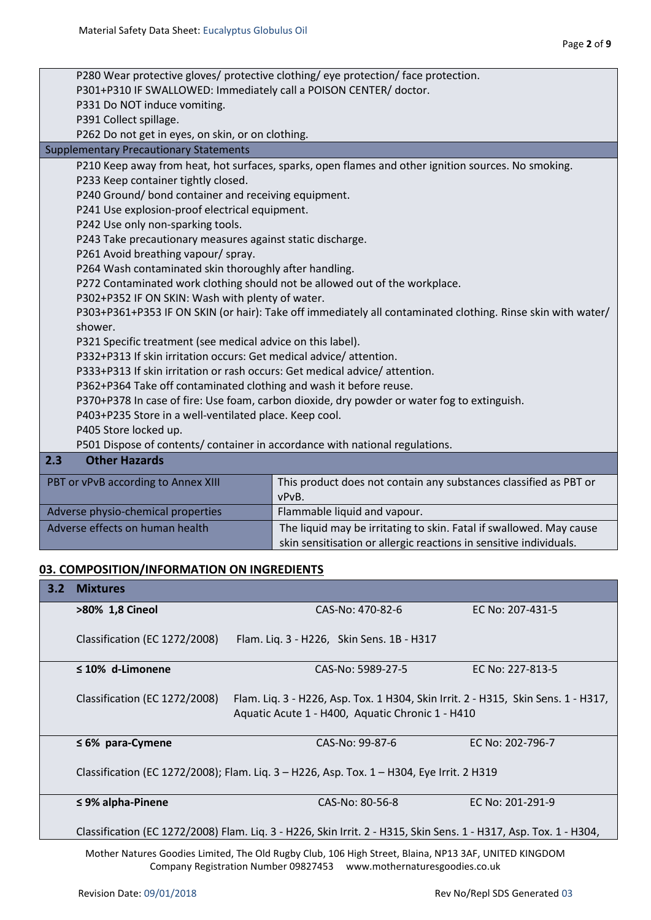P280 Wear protective gloves/ protective clothing/ eye protection/ face protection.
P301+P310 IF SWALLOWED: Immediately call a POISON CENTER/ doctor.
P331 Do NOT induce vomiting.
P391 Collect spillage.
P262 Do not get in eyes, on skin, or on clothing.

**Supplementary Precautionary Statements**

P210 Keep away from heat, hot surfaces, sparks, open flames and other ignition sources. No smoking.
P233 Keep container tightly closed.
P240 Ground/ bond container and receiving equipment.
P241 Use explosion-proof electrical equipment.
P242 Use only non-sparking tools.
P243 Take precautionary measures against static discharge.
P261 Avoid breathing vapour/ spray.
P264 Wash contaminated skin thoroughly after handling.
P272 Contaminated work clothing should not be allowed out of the workplace.
P302+P352 IF ON SKIN: Wash with plenty of water.
P303+P361+P353 IF ON SKIN (or hair): Take off immediately all contaminated clothing. Rinse skin with water/ shower.
P321 Specific treatment (see medical advice on this label).
P332+P313 If skin irritation occurs: Get medical advice/ attention.
P333+P313 If skin irritation or rash occurs: Get medical advice/ attention.
P362+P364 Take off contaminated clothing and wash it before reuse.
P370+P378 In case of fire: Use foam, carbon dioxide, dry powder or water fog to extinguish.
P403+P235 Store in a well-ventilated place. Keep cool.
P405 Store locked up.
P501 Dispose of contents/ container in accordance with national regulations.

## 2.3 Other Hazards

| | |
|---|---|
| PBT or vPvB according to Annex XIII | This product does not contain any substances classified as PBT or vPvB. |
| Adverse physio-chemical properties | Flammable liquid and vapour. |
| Adverse effects on human health | The liquid may be irritating to skin. Fatal if swallowed. May cause skin sensitisation or allergic reactions in sensitive individuals. |

## 03. COMPOSITION/INFORMATION ON INGREDIENTS

### 3.2 Mixtures

**>80% 1,8 Cineol** — CAS-No: 470-82-6 — EC No: 207-431-5

Classification (EC 1272/2008) Flam. Liq. 3 - H226, Skin Sens. 1B - H317

**≤ 10% d-Limonene** — CAS-No: 5989-27-5 — EC No: 227-813-5

Classification (EC 1272/2008) Flam. Liq. 3 - H226, Asp. Tox. 1 H304, Skin Irrit. 2 - H315, Skin Sens. 1 - H317, Aquatic Acute 1 - H400, Aquatic Chronic 1 - H410

**≤ 6% para-Cymene** — CAS-No: 99-87-6 — EC No: 202-796-7

Classification (EC 1272/2008); Flam. Liq. 3 – H226, Asp. Tox. 1 – H304, Eye Irrit. 2 H319

**≤ 9% alpha-Pinene** — CAS-No: 80-56-8 — EC No: 201-291-9

Classification (EC 1272/2008) Flam. Liq. 3 - H226, Skin Irrit. 2 - H315, Skin Sens. 1 - H317, Asp. Tox. 1 - H304,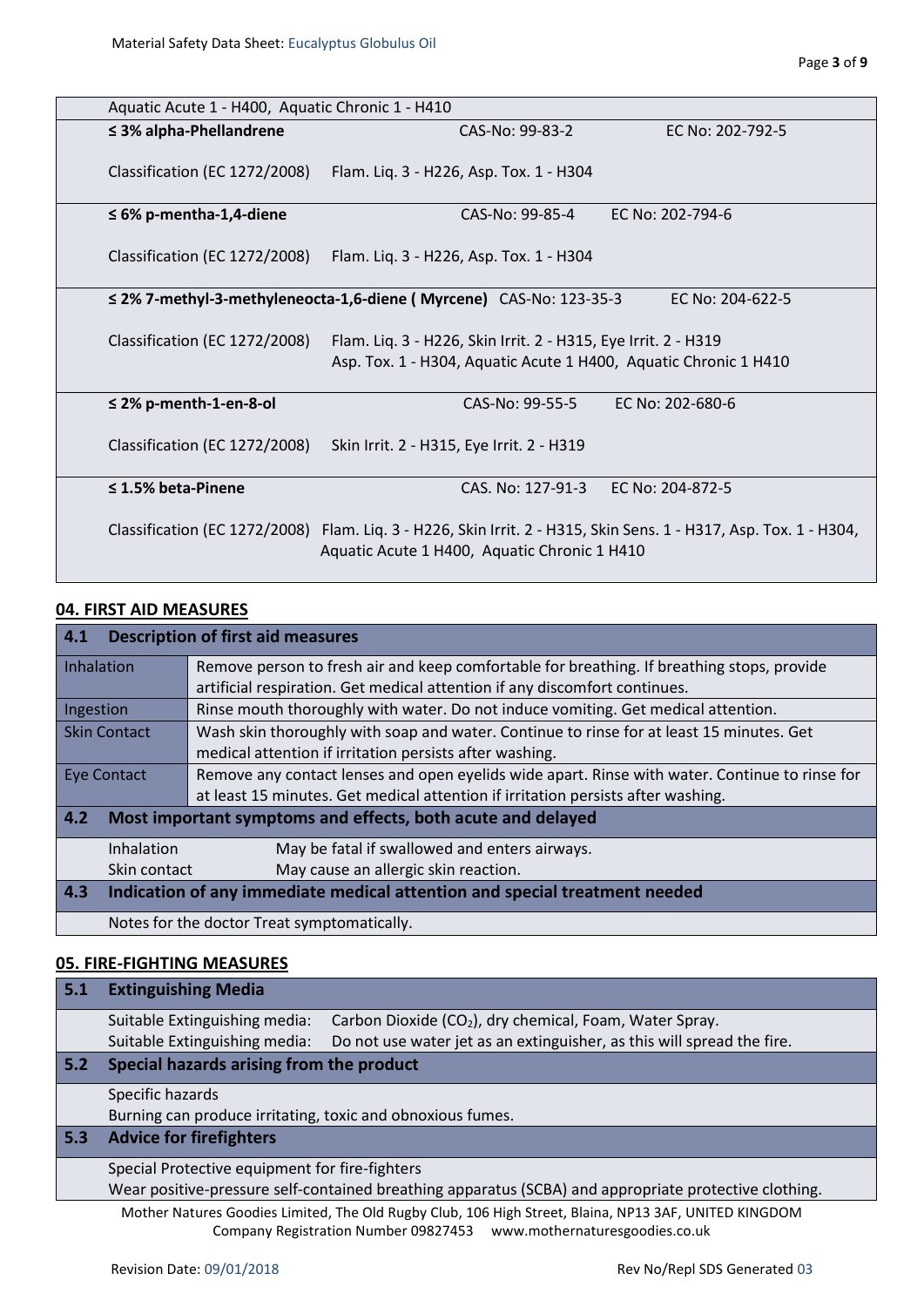Aquatic Acute 1 - H400, Aquatic Chronic 1 - H410

| | | |
|---|---|---|
| **≤ 3% alpha-Phellandrene** | CAS-No: 99-83-2 | EC No: 202-792-5 |
| Classification (EC 1272/2008) | Flam. Liq. 3 - H226, Asp. Tox. 1 - H304 | |
| **≤ 6% p-mentha-1,4-diene** | CAS-No: 99-85-4 | EC No: 202-794-6 |
| Classification (EC 1272/2008) | Flam. Liq. 3 - H226, Asp. Tox. 1 - H304 | |
| **≤ 2% 7-methyl-3-methyleneocta-1,6-diene ( Myrcene)** | CAS-No: 123-35-3 | EC No: 204-622-5 |
| Classification (EC 1272/2008) | Flam. Liq. 3 - H226, Skin Irrit. 2 - H315, Eye Irrit. 2 - H319 Asp. Tox. 1 - H304, Aquatic Acute 1 H400, Aquatic Chronic 1 H410 | |
| **≤ 2% p-menth-1-en-8-ol** | CAS-No: 99-55-5 | EC No: 202-680-6 |
| Classification (EC 1272/2008) | Skin Irrit. 2 - H315, Eye Irrit. 2 - H319 | |
| **≤ 1.5% beta-Pinene** | CAS. No: 127-91-3 | EC No: 204-872-5 |
| Classification (EC 1272/2008) | Flam. Liq. 3 - H226, Skin Irrit. 2 - H315, Skin Sens. 1 - H317, Asp. Tox. 1 - H304, Aquatic Acute 1 H400, Aquatic Chronic 1 H410 | |

## 04. FIRST AID MEASURES

### 4.1 Description of first aid measures

| | |
|---|---|
| Inhalation | Remove person to fresh air and keep comfortable for breathing. If breathing stops, provide artificial respiration. Get medical attention if any discomfort continues. |
| Ingestion | Rinse mouth thoroughly with water. Do not induce vomiting. Get medical attention. |
| Skin Contact | Wash skin thoroughly with soap and water. Continue to rinse for at least 15 minutes. Get medical attention if irritation persists after washing. |
| Eye Contact | Remove any contact lenses and open eyelids wide apart. Rinse with water. Continue to rinse for at least 15 minutes. Get medical attention if irritation persists after washing. |

### 4.2 Most important symptoms and effects, both acute and delayed

| | |
|---|---|
| Inhalation | May be fatal if swallowed and enters airways. |
| Skin contact | May cause an allergic skin reaction. |

### 4.3 Indication of any immediate medical attention and special treatment needed

Notes for the doctor Treat symptomatically.

## 05. FIRE-FIGHTING MEASURES

### 5.1 Extinguishing Media

| | |
|---|---|
| Suitable Extinguishing media: | Carbon Dioxide ($CO_2$), dry chemical, Foam, Water Spray. |
| Suitable Extinguishing media: | Do not use water jet as an extinguisher, as this will spread the fire. |

### 5.2 Special hazards arising from the product

Specific hazards

Burning can produce irritating, toxic and obnoxious fumes.

### 5.3 Advice for firefighters

Special Protective equipment for fire-fighters

Wear positive-pressure self-contained breathing apparatus (SCBA) and appropriate protective clothing.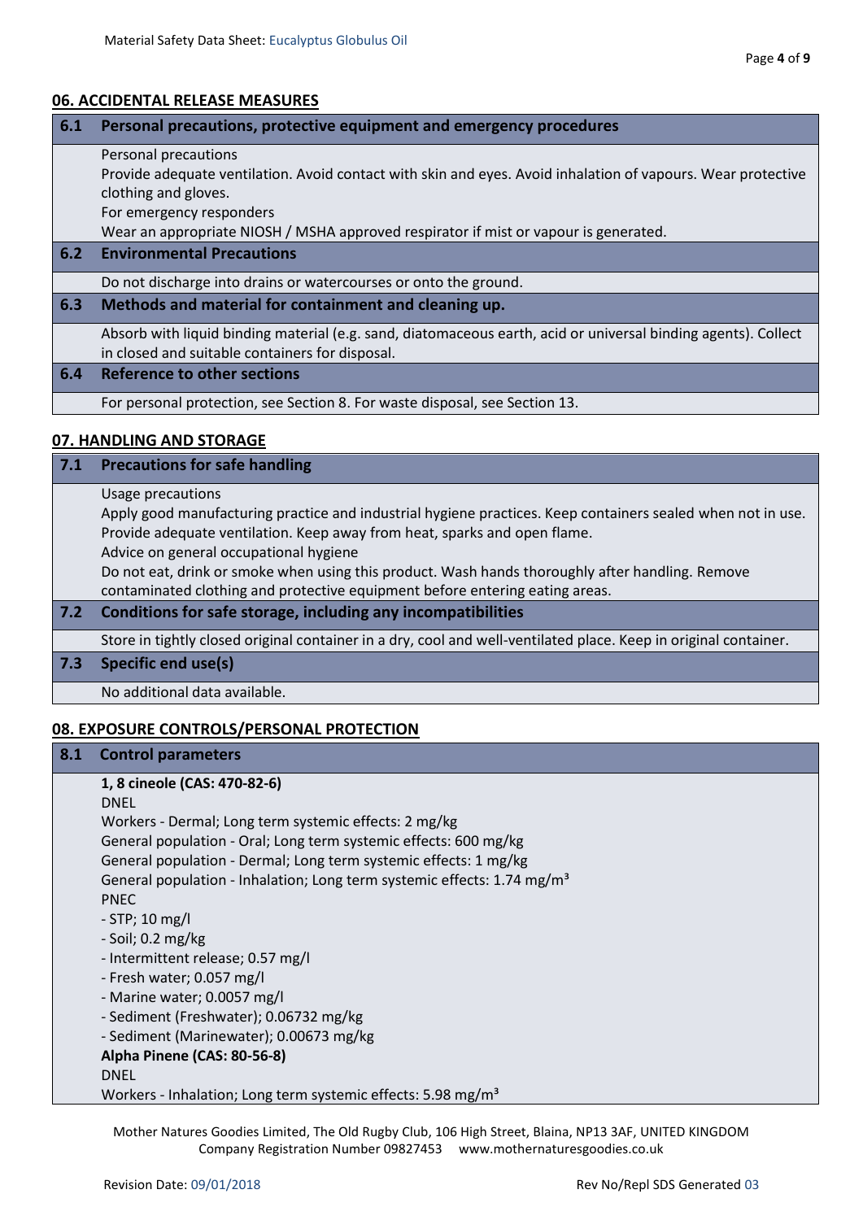## 06. ACCIDENTAL RELEASE MEASURES

### 6.1 Personal precautions, protective equipment and emergency procedures

Personal precautions
Provide adequate ventilation. Avoid contact with skin and eyes. Avoid inhalation of vapours. Wear protective clothing and gloves.
For emergency responders
Wear an appropriate NIOSH / MSHA approved respirator if mist or vapour is generated.

### 6.2 Environmental Precautions

Do not discharge into drains or watercourses or onto the ground.

### 6.3 Methods and material for containment and cleaning up.

Absorb with liquid binding material (e.g. sand, diatomaceous earth, acid or universal binding agents). Collect in closed and suitable containers for disposal.

### 6.4 Reference to other sections

For personal protection, see Section 8. For waste disposal, see Section 13.

## 07. HANDLING AND STORAGE

### 7.1 Precautions for safe handling

Usage precautions
Apply good manufacturing practice and industrial hygiene practices. Keep containers sealed when not in use. Provide adequate ventilation. Keep away from heat, sparks and open flame.
Advice on general occupational hygiene
Do not eat, drink or smoke when using this product. Wash hands thoroughly after handling. Remove contaminated clothing and protective equipment before entering eating areas.

### 7.2 Conditions for safe storage, including any incompatibilities

Store in tightly closed original container in a dry, cool and well-ventilated place. Keep in original container.

### 7.3 Specific end use(s)

No additional data available.

## 08. EXPOSURE CONTROLS/PERSONAL PROTECTION

### 8.1 Control parameters

**1, 8 cineole (CAS: 470-82-6)**
DNEL
Workers - Dermal; Long term systemic effects: 2 mg/kg
General population - Oral; Long term systemic effects: 600 mg/kg
General population - Dermal; Long term systemic effects: 1 mg/kg
General population - Inhalation; Long term systemic effects: 1.74 mg/m³
PNEC
- STP; 10 mg/l
- Soil; 0.2 mg/kg
- Intermittent release; 0.57 mg/l
- Fresh water; 0.057 mg/l
- Marine water; 0.0057 mg/l
- Sediment (Freshwater); 0.06732 mg/kg
- Sediment (Marinewater); 0.00673 mg/kg

**Alpha Pinene (CAS: 80-56-8)**
DNEL
Workers - Inhalation; Long term systemic effects: 5.98 mg/m³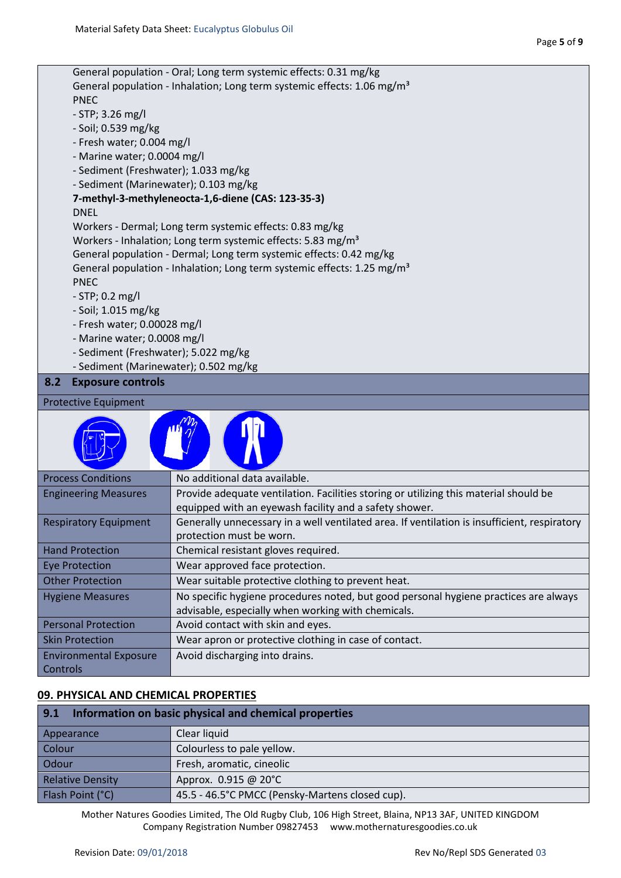General population - Oral; Long term systemic effects: 0.31 mg/kg
General population - Inhalation; Long term systemic effects: 1.06 mg/m³

PNEC

- STP; 3.26 mg/l
- Soil; 0.539 mg/kg
- Fresh water; 0.004 mg/l
- Marine water; 0.0004 mg/l
- Sediment (Freshwater); 1.033 mg/kg
- Sediment (Marinewater); 0.103 mg/kg

**7-methyl-3-methyleneocta-1,6-diene (CAS: 123-35-3)**

DNEL

Workers - Dermal; Long term systemic effects: 0.83 mg/kg
Workers - Inhalation; Long term systemic effects: 5.83 mg/m³
General population - Dermal; Long term systemic effects: 0.42 mg/kg
General population - Inhalation; Long term systemic effects: 1.25 mg/m³

PNEC

- STP; 0.2 mg/l
- Soil; 1.015 mg/kg
- Fresh water; 0.00028 mg/l
- Marine water; 0.0008 mg/l
- Sediment (Freshwater); 5.022 mg/kg
- Sediment (Marinewater); 0.502 mg/kg

### 8.2 Exposure controls

Protective Equipment

| | |
|---|---|
| Process Conditions | No additional data available. |
| Engineering Measures | Provide adequate ventilation. Facilities storing or utilizing this material should be equipped with an eyewash facility and a safety shower. |
| Respiratory Equipment | Generally unnecessary in a well ventilated area. If ventilation is insufficient, respiratory protection must be worn. |
| Hand Protection | Chemical resistant gloves required. |
| Eye Protection | Wear approved face protection. |
| Other Protection | Wear suitable protective clothing to prevent heat. |
| Hygiene Measures | No specific hygiene procedures noted, but good personal hygiene practices are always advisable, especially when working with chemicals. |
| Personal Protection | Avoid contact with skin and eyes. |
| Skin Protection | Wear apron or protective clothing in case of contact. |
| Environmental Exposure Controls | Avoid discharging into drains. |

## 09. PHYSICAL AND CHEMICAL PROPERTIES

### 9.1 Information on basic physical and chemical properties

| | |
|---|---|
| Appearance | Clear liquid |
| Colour | Colourless to pale yellow. |
| Odour | Fresh, aromatic, cineolic |
| Relative Density | Approx. 0.915 @ 20°C |
| Flash Point (°C) | 45.5 - 46.5°C PMCC (Pensky-Martens closed cup). |

Mother Natures Goodies Limited, The Old Rugby Club, 106 High Street, Blaina, NP13 3AF, UNITED KINGDOM
Company Registration Number 09827453 www.mothernaturesgoodies.co.uk

Revision Date: 09/01/2018 Rev No/Repl SDS Generated 03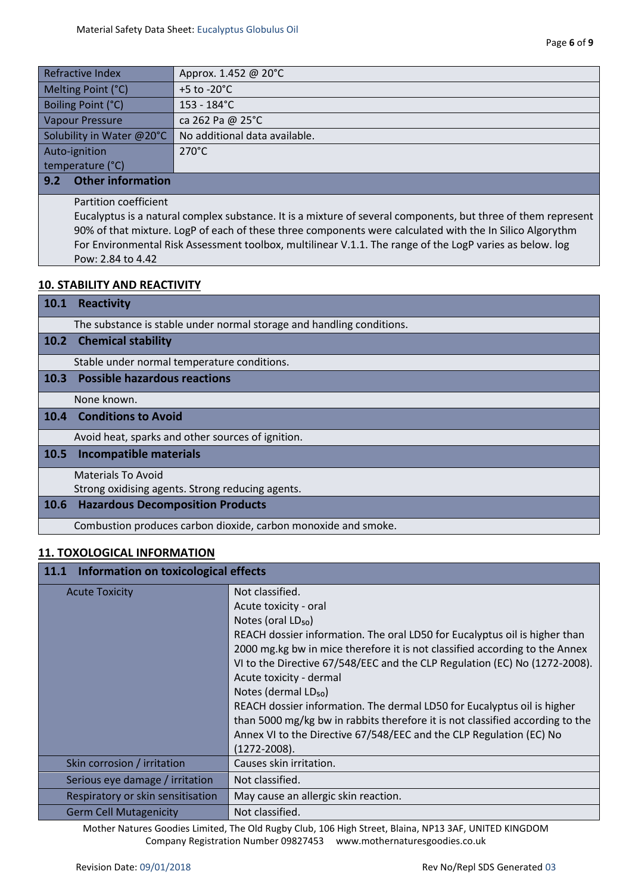| | |
|---|---|
| Refractive Index | Approx. 1.452 @ 20°C |
| Melting Point (°C) | +5 to -20°C |
| Boiling Point (°C) | 153 - 184°C |
| Vapour Pressure | ca 262 Pa @ 25°C |
| Solubility in Water @20°C | No additional data available. |
| Auto-ignition temperature (°C) | 270°C |

### 9.2 Other information

Partition coefficient
Eucalyptus is a natural complex substance. It is a mixture of several components, but three of them represent 90% of that mixture. LogP of each of these three components were calculated with the In Silico Algorythm For Environmental Risk Assessment toolbox, multilinear V.1.1. The range of the LogP varies as below. log Pow: 2.84 to 4.42

## 10. STABILITY AND REACTIVITY

### 10.1 Reactivity

The substance is stable under normal storage and handling conditions.

### 10.2 Chemical stability

Stable under normal temperature conditions.

### 10.3 Possible hazardous reactions

None known.

### 10.4 Conditions to Avoid

Avoid heat, sparks and other sources of ignition.

### 10.5 Incompatible materials

Materials To Avoid
Strong oxidising agents. Strong reducing agents.

### 10.6 Hazardous Decomposition Products

Combustion produces carbon dioxide, carbon monoxide and smoke.

## 11. TOXOLOGICAL INFORMATION

### 11.1 Information on toxicological effects

| | |
|---|---|
| Acute Toxicity | Not classified.<br>Acute toxicity - oral<br>Notes (oral $LD_{50}$)<br>REACH dossier information. The oral LD50 for Eucalyptus oil is higher than 2000 mg.kg bw in mice therefore it is not classified according to the Annex VI to the Directive 67/548/EEC and the CLP Regulation (EC) No (1272-2008).<br>Acute toxicity - dermal<br>Notes (dermal $LD_{50}$)<br>REACH dossier information. The dermal LD50 for Eucalyptus oil is higher than 5000 mg/kg bw in rabbits therefore it is not classified according to the Annex VI to the Directive 67/548/EEC and the CLP Regulation (EC) No (1272-2008). |
| Skin corrosion / irritation | Causes skin irritation. |
| Serious eye damage / irritation | Not classified. |
| Respiratory or skin sensitisation | May cause an allergic skin reaction. |
| Germ Cell Mutagenicity | Not classified. |

Mother Natures Goodies Limited, The Old Rugby Club, 106 High Street, Blaina, NP13 3AF, UNITED KINGDOM
Company Registration Number 09827453 www.mothernaturesgoodies.co.uk

Revision Date: 09/01/2018 Rev No/Repl SDS Generated 03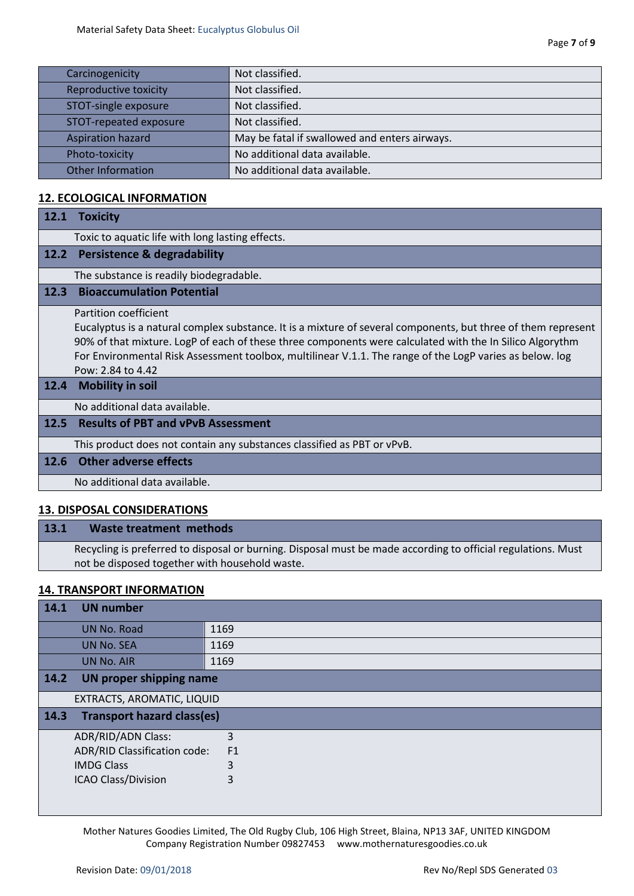| | |
|---|---|
| Carcinogenicity | Not classified. |
| Reproductive toxicity | Not classified. |
| STOT-single exposure | Not classified. |
| STOT-repeated exposure | Not classified. |
| Aspiration hazard | May be fatal if swallowed and enters airways. |
| Photo-toxicity | No additional data available. |
| Other Information | No additional data available. |

## 12. ECOLOGICAL INFORMATION

### 12.1 Toxicity

Toxic to aquatic life with long lasting effects.

### 12.2 Persistence & degradability

The substance is readily biodegradable.

### 12.3 Bioaccumulation Potential

Partition coefficient
Eucalyptus is a natural complex substance. It is a mixture of several components, but three of them represent 90% of that mixture. LogP of each of these three components were calculated with the In Silico Algorythm For Environmental Risk Assessment toolbox, multilinear V.1.1. The range of the LogP varies as below. log Pow: 2.84 to 4.42

### 12.4 Mobility in soil

No additional data available.

### 12.5 Results of PBT and vPvB Assessment

This product does not contain any substances classified as PBT or vPvB.

### 12.6 Other adverse effects

No additional data available.

## 13. DISPOSAL CONSIDERATIONS

### 13.1 Waste treatment methods

Recycling is preferred to disposal or burning. Disposal must be made according to official regulations. Must not be disposed together with household waste.

## 14. TRANSPORT INFORMATION

### 14.1 UN number

| | |
|---|---|
| UN No. Road | 1169 |
| UN No. SEA | 1169 |
| UN No. AIR | 1169 |

### 14.2 UN proper shipping name

EXTRACTS, AROMATIC, LIQUID

### 14.3 Transport hazard class(es)

| | |
|---|---|
| ADR/RID/ADN Class: | 3 |
| ADR/RID Classification code: | F1 |
| IMDG Class | 3 |
| ICAO Class/Division | 3 |

Mother Natures Goodies Limited, The Old Rugby Club, 106 High Street, Blaina, NP13 3AF, UNITED KINGDOM
Company Registration Number 09827453 www.mothernaturesgoodies.co.uk

Revision Date: 09/01/2018 Rev No/Repl SDS Generated 03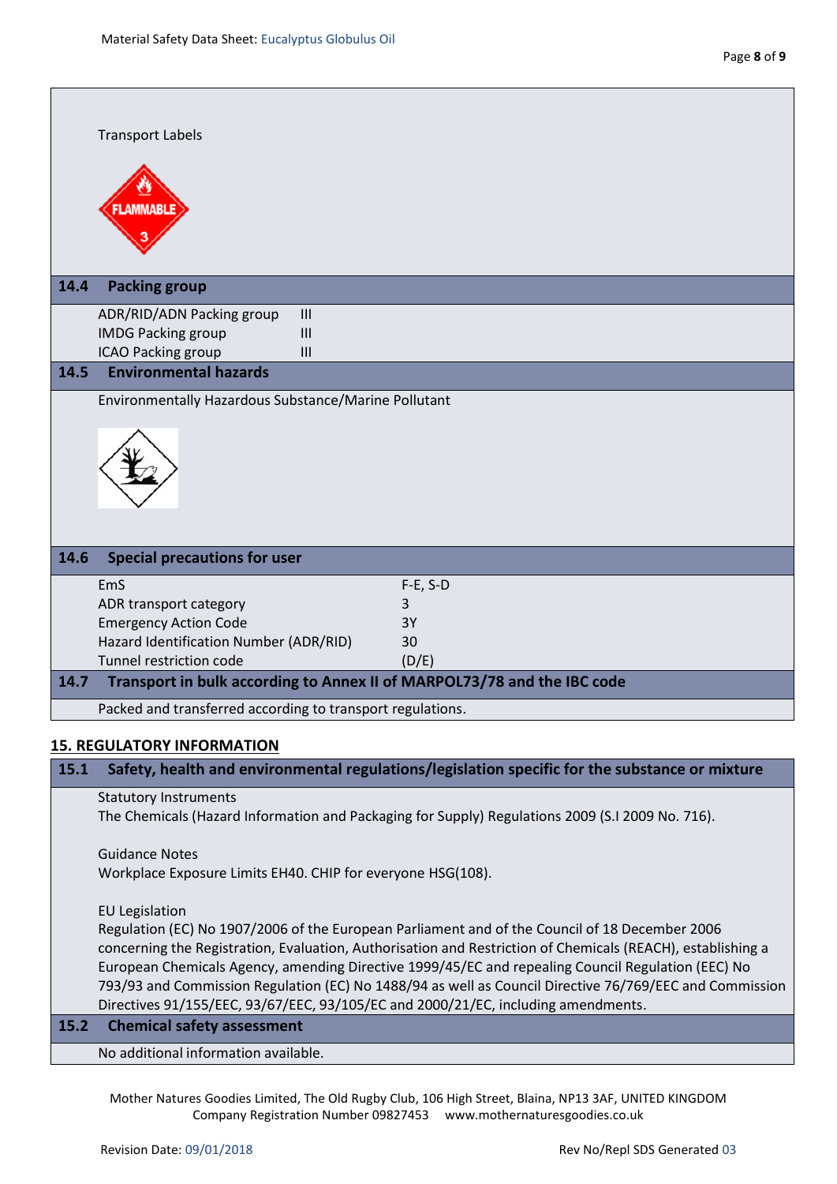Transport Labels

### 14.4 Packing group

| | |
|---|---|
| ADR/RID/ADN Packing group | III |
| IMDG Packing group | III |
| ICAO Packing group | III |

### 14.5 Environmental hazards

Environmentally Hazardous Substance/Marine Pollutant

### 14.6 Special precautions for user

| | |
|---|---|
| EmS | F-E, S-D |
| ADR transport category | 3 |
| Emergency Action Code | 3Y |
| Hazard Identification Number (ADR/RID) | 30 |
| Tunnel restriction code | (D/E) |

### 14.7 Transport in bulk according to Annex II of MARPOL73/78 and the IBC code

Packed and transferred according to transport regulations.

## 15. REGULATORY INFORMATION

### 15.1 Safety, health and environmental regulations/legislation specific for the substance or mixture

Statutory Instruments
The Chemicals (Hazard Information and Packaging for Supply) Regulations 2009 (S.I 2009 No. 716).

Guidance Notes
Workplace Exposure Limits EH40. CHIP for everyone HSG(108).

EU Legislation
Regulation (EC) No 1907/2006 of the European Parliament and of the Council of 18 December 2006 concerning the Registration, Evaluation, Authorisation and Restriction of Chemicals (REACH), establishing a European Chemicals Agency, amending Directive 1999/45/EC and repealing Council Regulation (EEC) No 793/93 and Commission Regulation (EC) No 1488/94 as well as Council Directive 76/769/EEC and Commission Directives 91/155/EEC, 93/67/EEC, 93/105/EC and 2000/21/EC, including amendments.

### 15.2 Chemical safety assessment

No additional information available.

Mother Natures Goodies Limited, The Old Rugby Club, 106 High Street, Blaina, NP13 3AF, UNITED KINGDOM
Company Registration Number 09827453 www.mothernaturesgoodies.co.uk

Revision Date: 09/01/2018 Rev No/Repl SDS Generated 03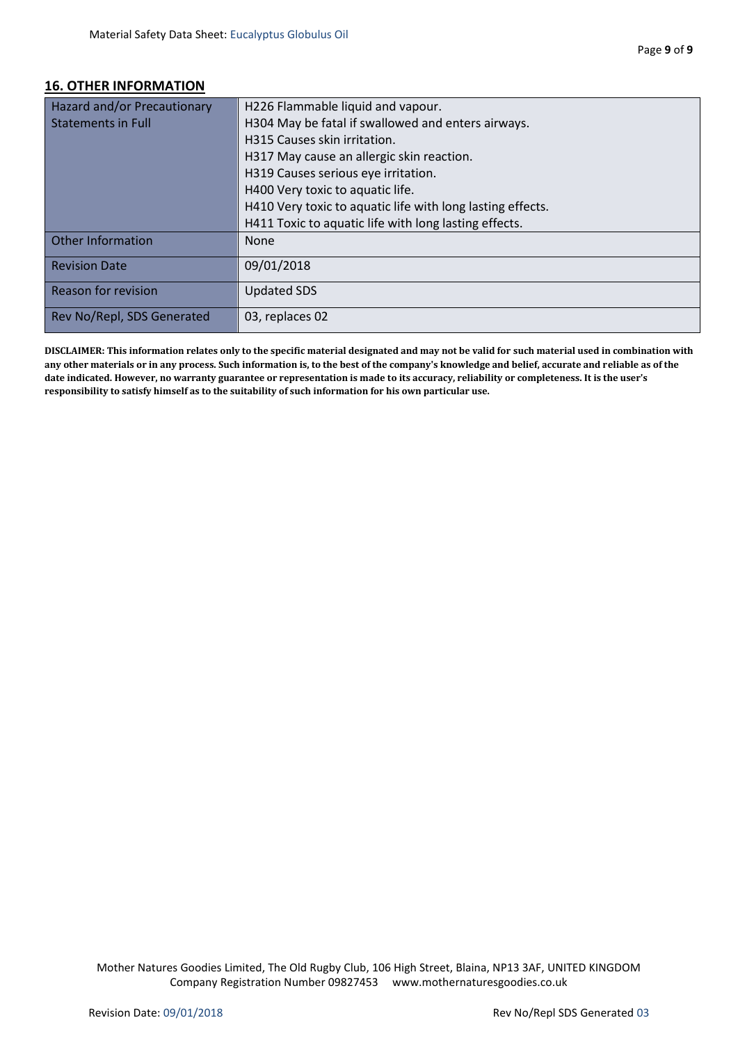## 16. OTHER INFORMATION

| | |
|---|---|
| Hazard and/or Precautionary Statements in Full | H226 Flammable liquid and vapour.<br>H304 May be fatal if swallowed and enters airways.<br>H315 Causes skin irritation.<br>H317 May cause an allergic skin reaction.<br>H319 Causes serious eye irritation.<br>H400 Very toxic to aquatic life.<br>H410 Very toxic to aquatic life with long lasting effects.<br>H411 Toxic to aquatic life with long lasting effects. |
| Other Information | None |
| Revision Date | 09/01/2018 |
| Reason for revision | Updated SDS |
| Rev No/Repl, SDS Generated | 03, replaces 02 |

**DISCLAIMER: This information relates only to the specific material designated and may not be valid for such material used in combination with any other materials or in any process. Such information is, to the best of the company's knowledge and belief, accurate and reliable as of the date indicated. However, no warranty guarantee or representation is made to its accuracy, reliability or completeness. It is the user's responsibility to satisfy himself as to the suitability of such information for his own particular use.**